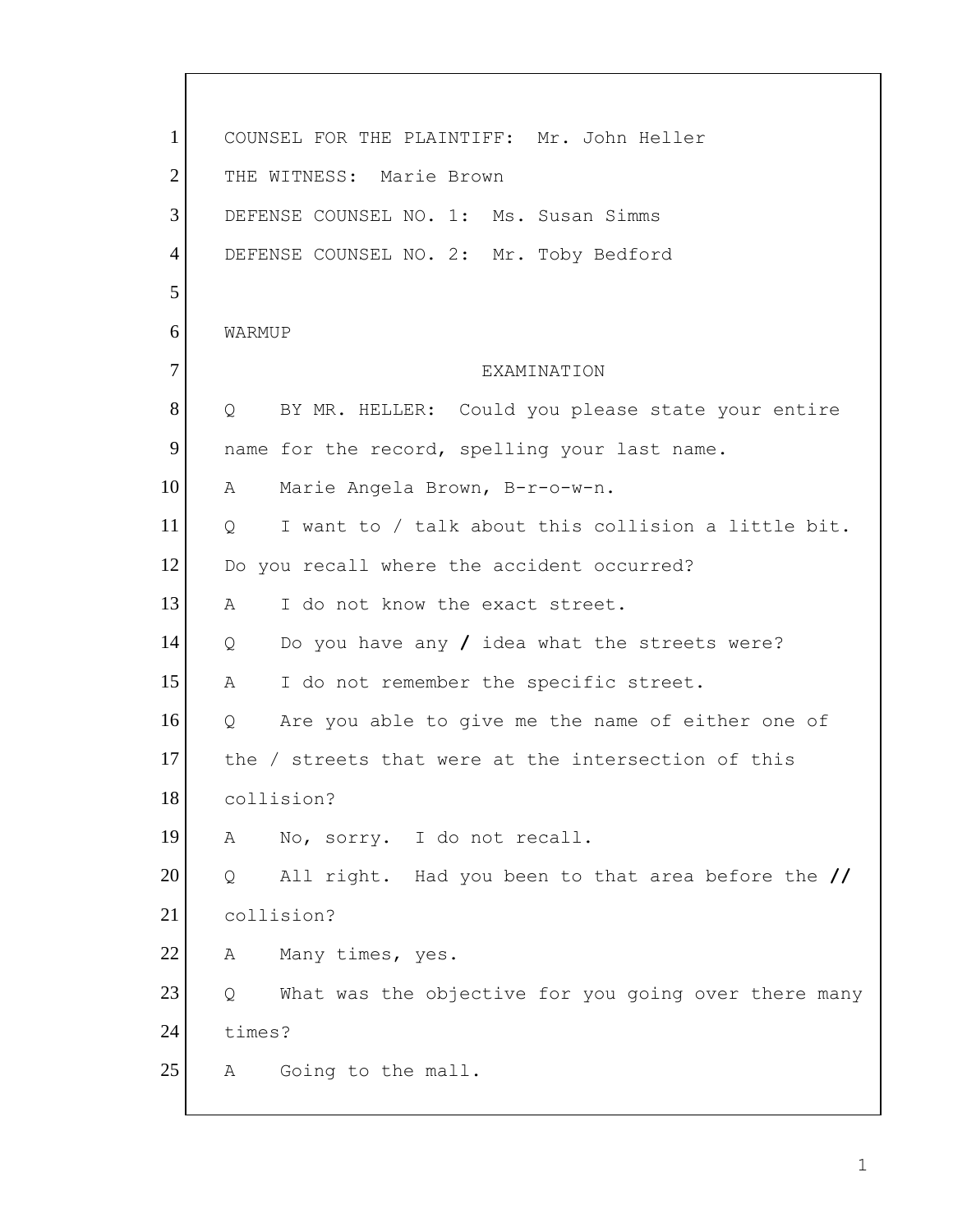COUNSEL FOR THE PLAINTIFF:  Mr. John Heller

THE WITNESS:  Marie Brown

DEFENSE COUNSEL NO. 1:  Ms. Susan Simms

DEFENSE COUNSEL NO. 2:  Mr. Toby Bedford

WARMUP

EXAMINATION

Q    BY MR. HELLER:  Could you please state your entire name for the record, spelling your last name.

A    Marie Angela Brown, B-r-o-w-n.

Q    I want to / talk about this collision a little bit. Do you recall where the accident occurred?

A    I do not know the exact street.

Q    Do you have any **/** idea what the streets were?

A    I do not remember the specific street.

Q    Are you able to give me the name of either one of the / streets that were at the intersection of this collision?

A    No, sorry.  I do not recall.

Q    All right.  Had you been to that area before the **//** collision?

A    Many times, yes.

Q    What was the objective for you going over there many times?

A    Going to the mall.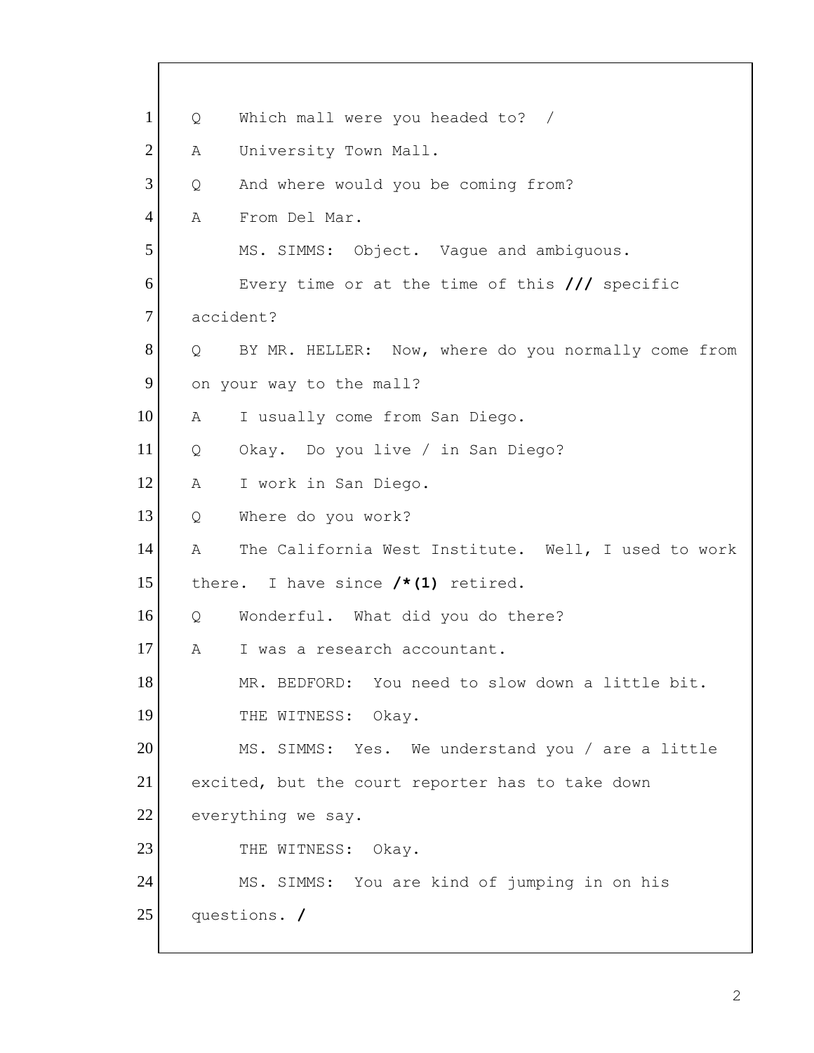1 Q Which mall were you headed to? /

2 A University Town Mall.

3 Q And where would you be coming from?

4 A From Del Mar.

5 MS. SIMMS: Object. Vague and ambiguous.

6 Every time or at the time of this **///** specific

7 accident?

8 Q BY MR. HELLER: Now, where do you normally come from

9 on your way to the mall?

10 A I usually come from San Diego.

11 Q Okay. Do you live / in San Diego?

12 A I work in San Diego.

13 Q Where do you work?

14 A The California West Institute. Well, I used to work

15 there. I have since **/*(1)** retired.

16 Q Wonderful. What did you do there?

17 A I was a research accountant.

18 MR. BEDFORD: You need to slow down a little bit.

19 THE WITNESS: Okay.

20 MS. SIMMS: Yes. We understand you / are a little

21 excited, but the court reporter has to take down

22 everything we say.

23 THE WITNESS: Okay.

24 MS. SIMMS: You are kind of jumping in on his

25 questions. **/**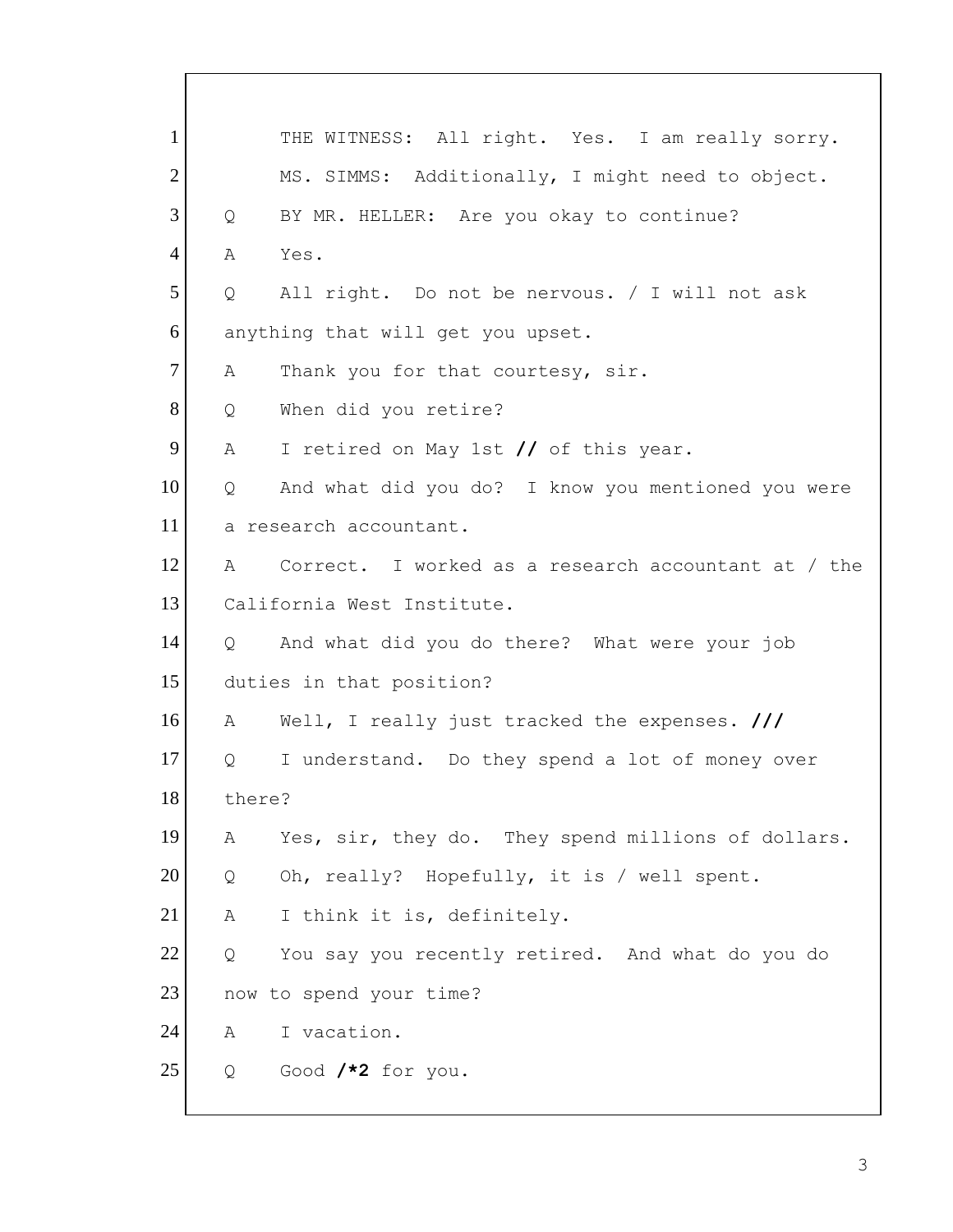1 THE WITNESS: All right. Yes. I am really sorry.
2 MS. SIMMS: Additionally, I might need to object.
3 Q BY MR. HELLER: Are you okay to continue?
4 A Yes.
5 Q All right. Do not be nervous. / I will not ask
6 anything that will get you upset.
7 A Thank you for that courtesy, sir.
8 Q When did you retire?
9 A I retired on May 1st **//** of this year.
10 Q And what did you do? I know you mentioned you were
11 a research accountant.
12 A Correct. I worked as a research accountant at / the
13 California West Institute.
14 Q And what did you do there? What were your job
15 duties in that position?
16 A Well, I really just tracked the expenses. **///**
17 Q I understand. Do they spend a lot of money over
18 there?
19 A Yes, sir, they do. They spend millions of dollars.
20 Q Oh, really? Hopefully, it is / well spent.
21 A I think it is, definitely.
22 Q You say you recently retired. And what do you do
23 now to spend your time?
24 A I vacation.
25 Q Good **/*2** for you.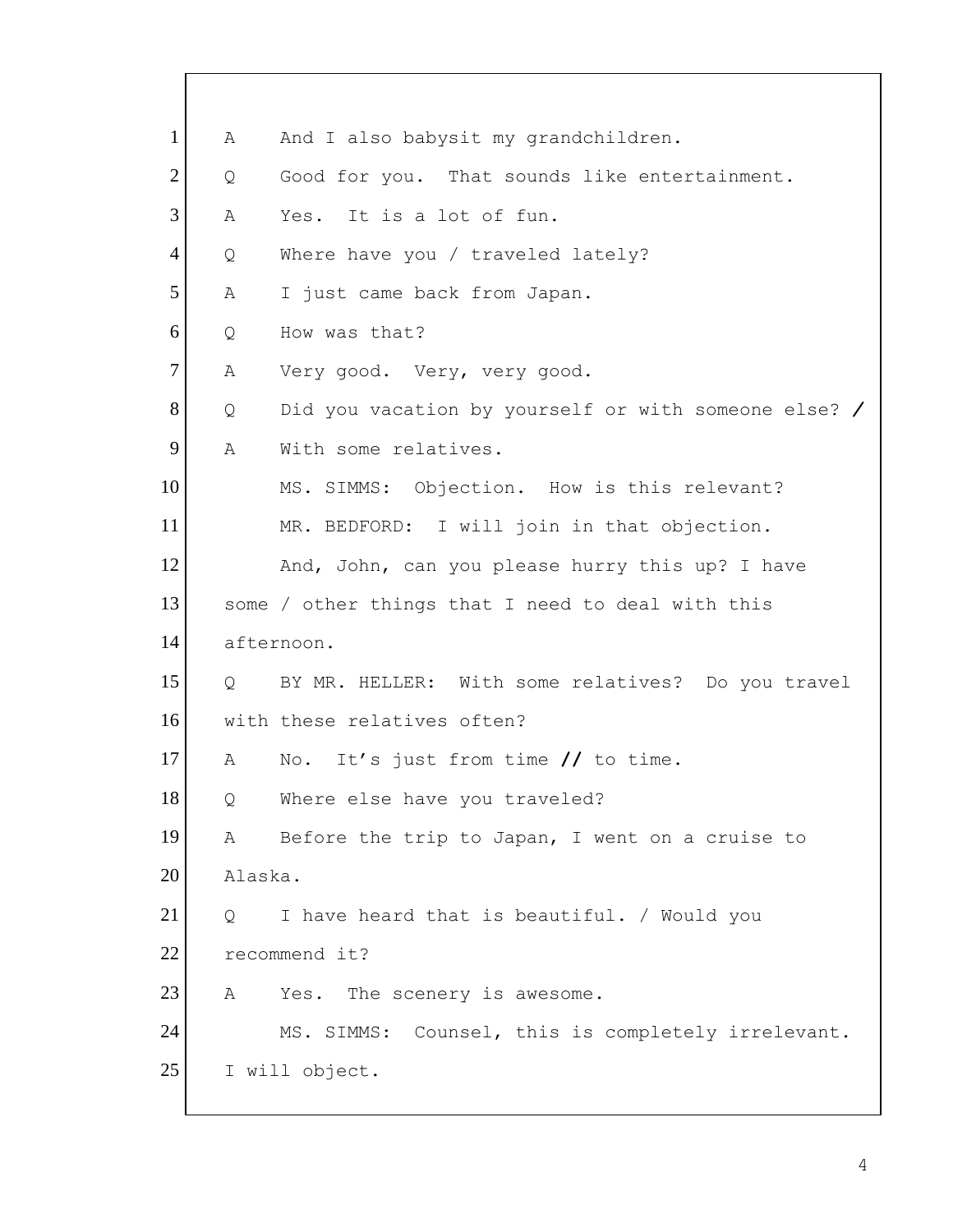1 A And I also babysit my grandchildren.
2 Q Good for you. That sounds like entertainment.
3 A Yes. It is a lot of fun.
4 Q Where have you / traveled lately?
5 A I just came back from Japan.
6 Q How was that?
7 A Very good. Very, very good.
8 Q Did you vacation by yourself or with someone else? **/**
9 A With some relatives.
10 MS. SIMMS: Objection. How is this relevant?
11 MR. BEDFORD: I will join in that objection.
12 And, John, can you please hurry this up? I have
13 some / other things that I need to deal with this
14 afternoon.
15 Q BY MR. HELLER: With some relatives? Do you travel
16 with these relatives often?
17 A No. It's just from time **//** to time.
18 Q Where else have you traveled?
19 A Before the trip to Japan, I went on a cruise to
20 Alaska.
21 Q I have heard that is beautiful. / Would you
22 recommend it?
23 A Yes. The scenery is awesome.
24 MS. SIMMS: Counsel, this is completely irrelevant.
25 I will object.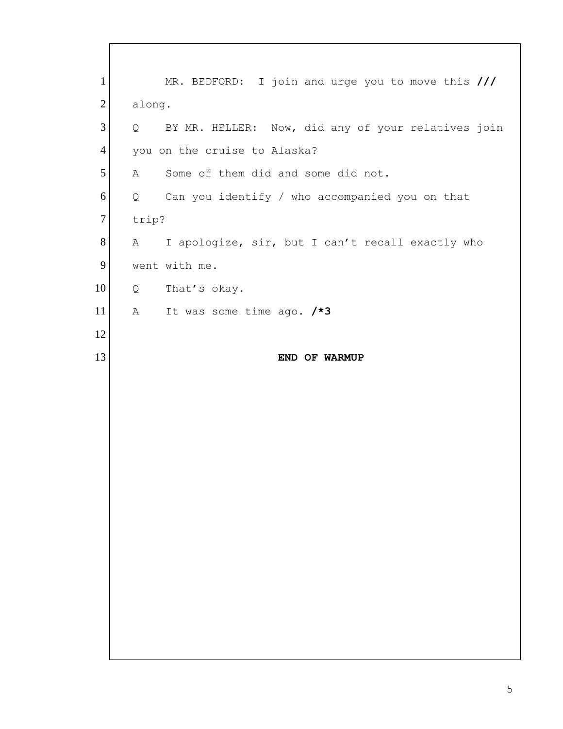1 MR. BEDFORD: I join and urge you to move this **///**
2 along.
3 Q BY MR. HELLER: Now, did any of your relatives join
4 you on the cruise to Alaska?
5 A Some of them did and some did not.
6 Q Can you identify / who accompanied you on that
7 trip?
8 A I apologize, sir, but I can't recall exactly who
9 went with me.
10 Q That's okay.
11 A It was some time ago. **/*3**
12
13 **END OF WARMUP**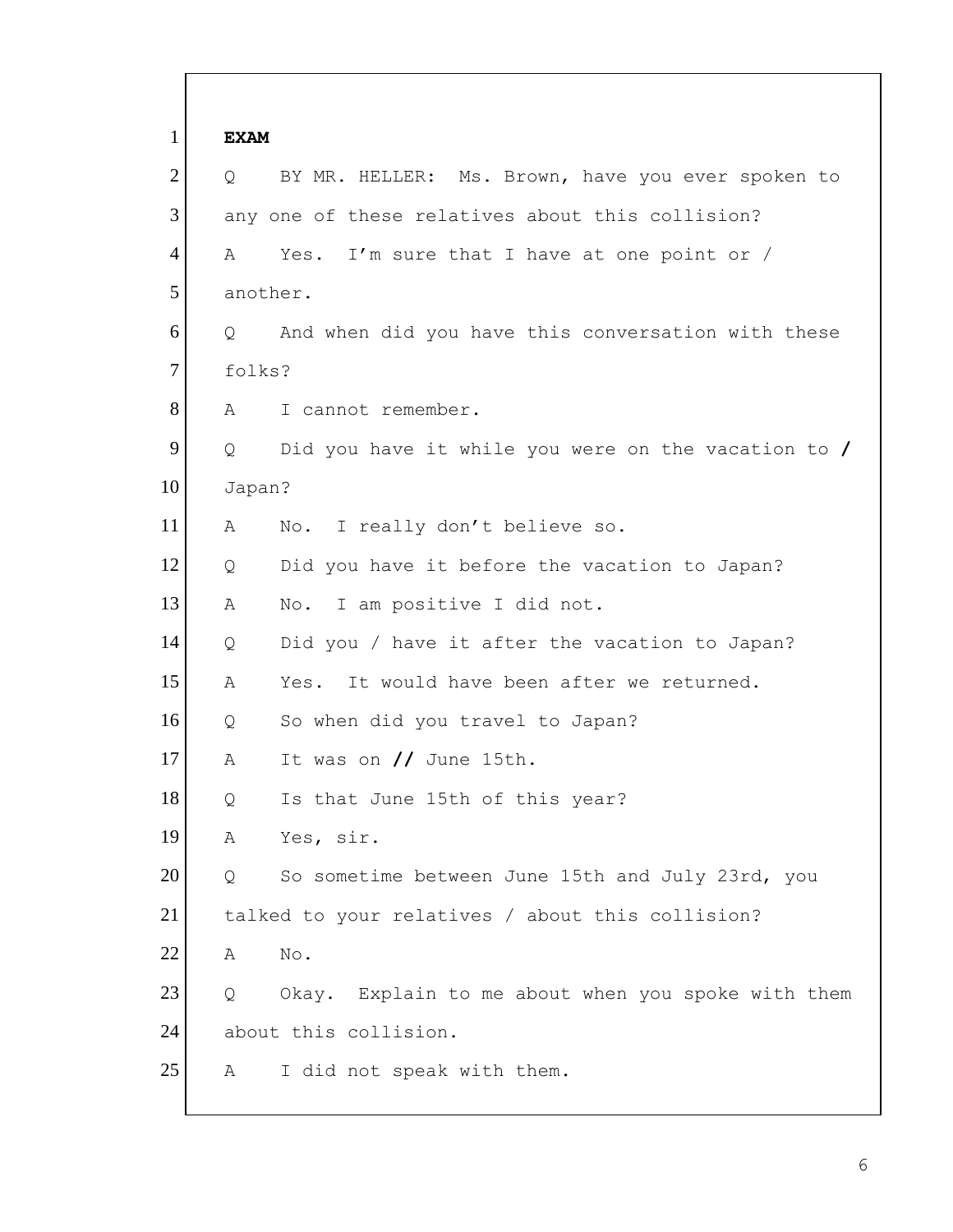**EXAM**

Q BY MR. HELLER: Ms. Brown, have you ever spoken to any one of these relatives about this collision?

A Yes. I'm sure that I have at one point or / another.

Q And when did you have this conversation with these folks?

A I cannot remember.

Q Did you have it while you were on the vacation to **/** Japan?

A No. I really don't believe so.

Q Did you have it before the vacation to Japan?

A No. I am positive I did not.

Q Did you / have it after the vacation to Japan?

A Yes. It would have been after we returned.

Q So when did you travel to Japan?

A It was on **//** June 15th.

Q Is that June 15th of this year?

A Yes, sir.

Q So sometime between June 15th and July 23rd, you talked to your relatives / about this collision?

A No.

Q Okay. Explain to me about when you spoke with them about this collision.

A I did not speak with them.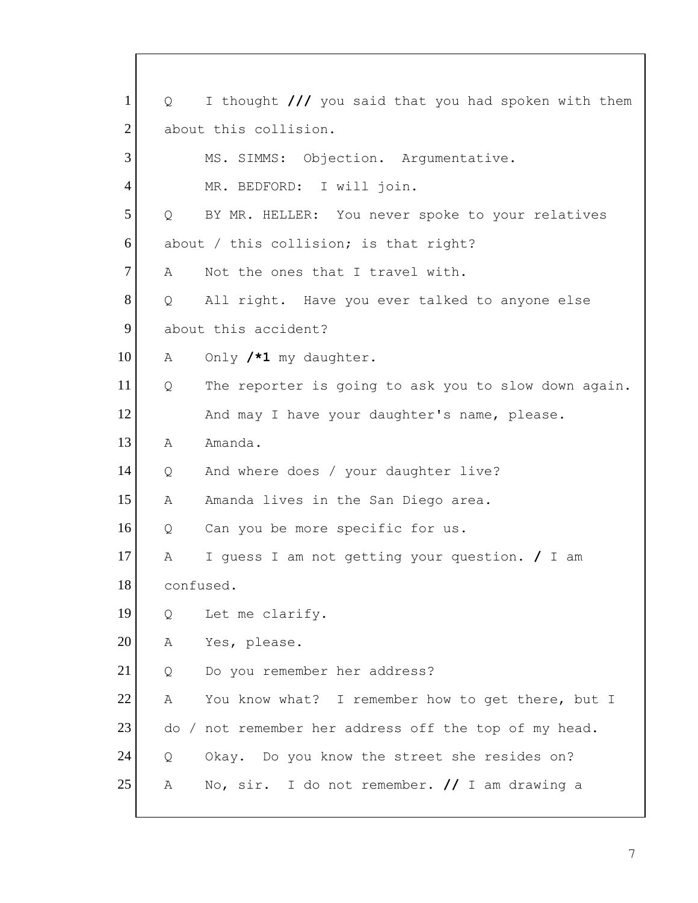1 Q I thought **///** you said that you had spoken with them
2 about this collision.
3 MS. SIMMS: Objection. Argumentative.
4 MR. BEDFORD: I will join.
5 Q BY MR. HELLER: You never spoke to your relatives
6 about / this collision; is that right?
7 A Not the ones that I travel with.
8 Q All right. Have you ever talked to anyone else
9 about this accident?
10 A Only **/*1** my daughter.
11 Q The reporter is going to ask you to slow down again.
12 And may I have your daughter's name, please.
13 A Amanda.
14 Q And where does / your daughter live?
15 A Amanda lives in the San Diego area.
16 Q Can you be more specific for us.
17 A I guess I am not getting your question. **/** I am
18 confused.
19 Q Let me clarify.
20 A Yes, please.
21 Q Do you remember her address?
22 A You know what? I remember how to get there, but I
23 do / not remember her address off the top of my head.
24 Q Okay. Do you know the street she resides on?
25 A No, sir. I do not remember. **//** I am drawing a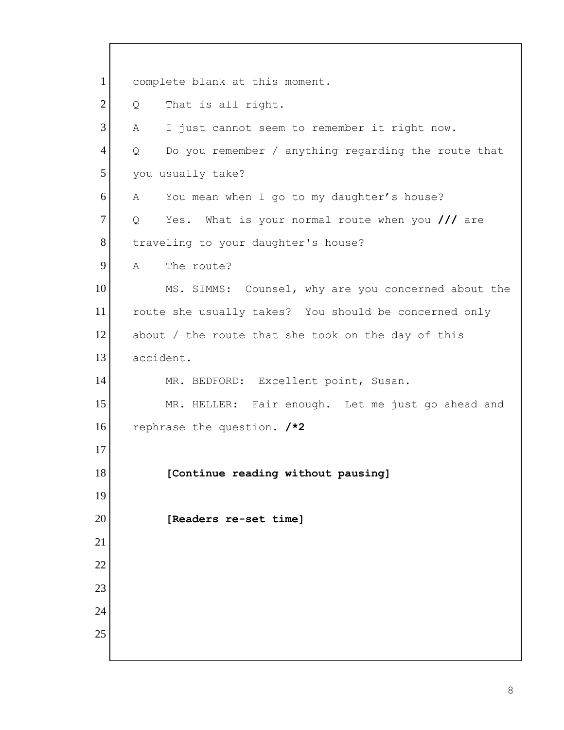complete blank at this moment.

Q    That is all right.

A    I just cannot seem to remember it right now.

Q    Do you remember / anything regarding the route that you usually take?

A    You mean when I go to my daughter's house?

Q    Yes.  What is your normal route when you **///** are traveling to your daughter's house?

A    The route?

MS. SIMMS:  Counsel, why are you concerned about the route she usually takes?  You should be concerned only about / the route that she took on the day of this accident.

MR. BEDFORD:  Excellent point, Susan.

MR. HELLER:  Fair enough.  Let me just go ahead and rephrase the question. **/*2**

**[Continue reading without pausing]**

**[Readers re-set time]**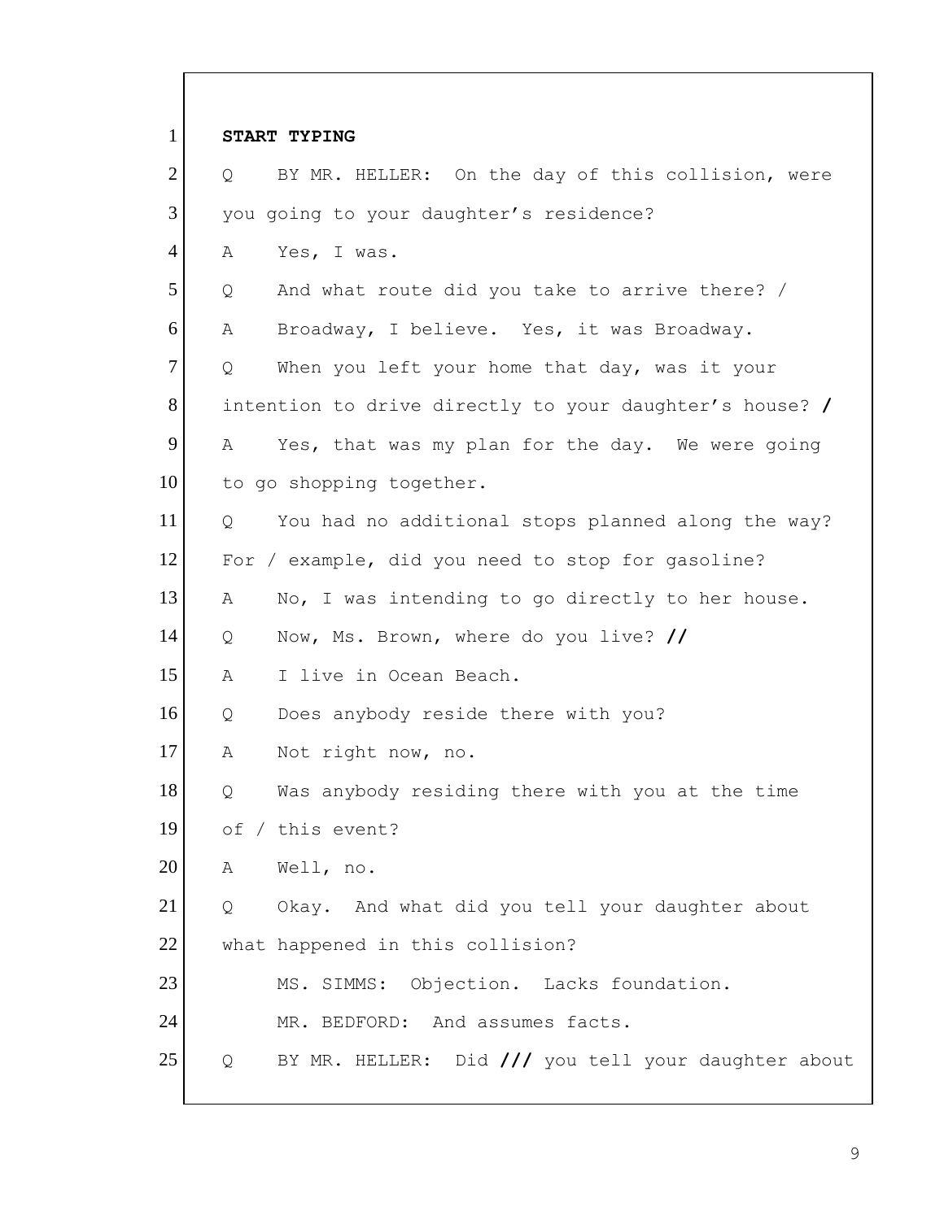**START TYPING**

Q BY MR. HELLER: On the day of this collision, were you going to your daughter's residence?

A Yes, I was.

Q And what route did you take to arrive there? /

A Broadway, I believe. Yes, it was Broadway.

Q When you left your home that day, was it your intention to drive directly to your daughter's house? **/**

A Yes, that was my plan for the day. We were going to go shopping together.

Q You had no additional stops planned along the way? For / example, did you need to stop for gasoline?

A No, I was intending to go directly to her house.

Q Now, Ms. Brown, where do you live? **//**

A I live in Ocean Beach.

Q Does anybody reside there with you?

A Not right now, no.

Q Was anybody residing there with you at the time of / this event?

A Well, no.

Q Okay. And what did you tell your daughter about what happened in this collision?

MS. SIMMS: Objection. Lacks foundation.

MR. BEDFORD: And assumes facts.

Q BY MR. HELLER: Did **///** you tell your daughter about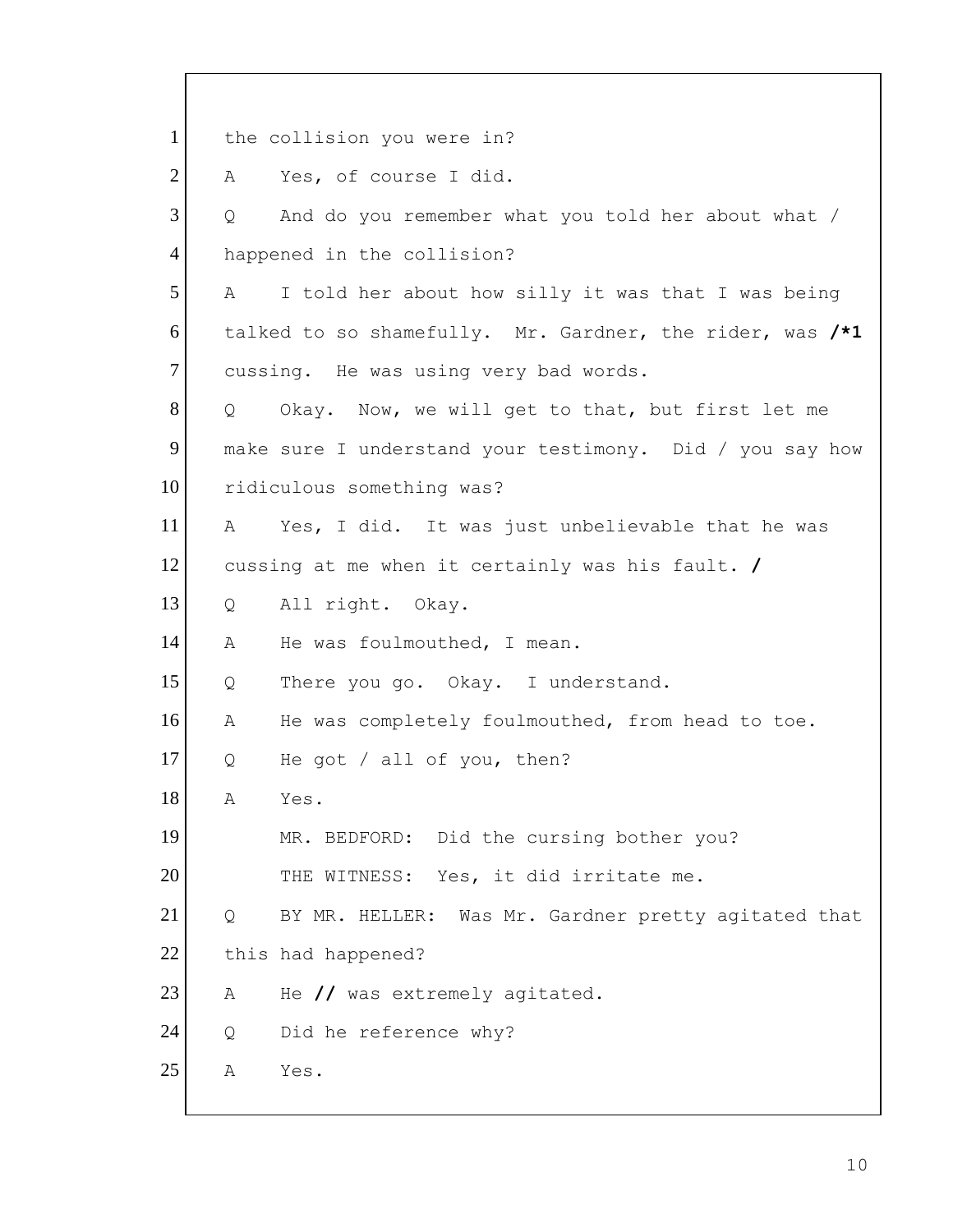1 the collision you were in?

2 A Yes, of course I did.

3 Q And do you remember what you told her about what /

4 happened in the collision?

5 A I told her about how silly it was that I was being

6 talked to so shamefully. Mr. Gardner, the rider, was **/*1**

7 cussing. He was using very bad words.

8 Q Okay. Now, we will get to that, but first let me

9 make sure I understand your testimony. Did / you say how

10 ridiculous something was?

11 A Yes, I did. It was just unbelievable that he was

12 cussing at me when it certainly was his fault. **/**

13 Q All right. Okay.

14 A He was foulmouthed, I mean.

15 Q There you go. Okay. I understand.

16 A He was completely foulmouthed, from head to toe.

17 Q He got / all of you, then?

18 A Yes.

19 MR. BEDFORD: Did the cursing bother you?

20 THE WITNESS: Yes, it did irritate me.

21 Q BY MR. HELLER: Was Mr. Gardner pretty agitated that

22 this had happened?

23 A He **//** was extremely agitated.

24 Q Did he reference why?

25 A Yes.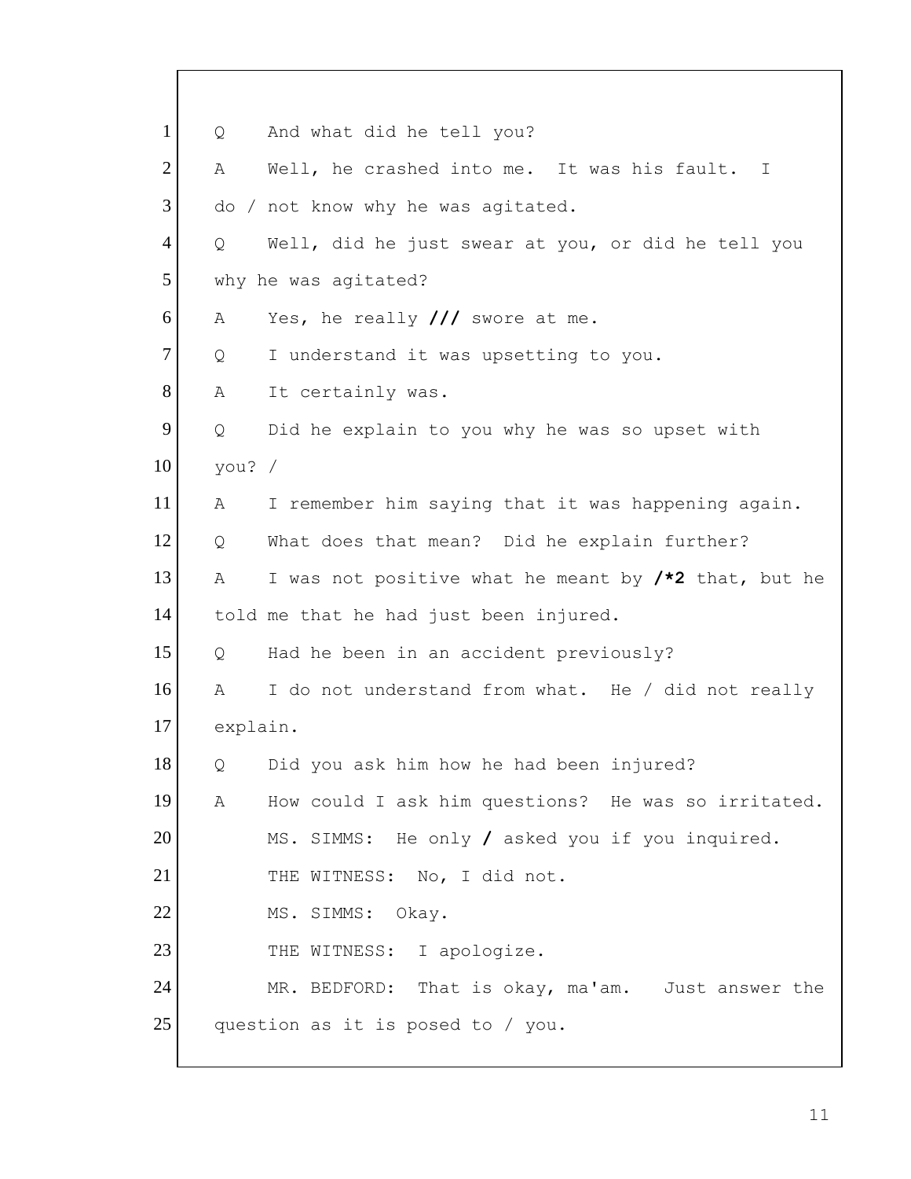1 Q And what did he tell you?

2 A Well, he crashed into me. It was his fault. I

3 do / not know why he was agitated.

4 Q Well, did he just swear at you, or did he tell you

5 why he was agitated?

6 A Yes, he really **///** swore at me.

7 Q I understand it was upsetting to you.

8 A It certainly was.

9 Q Did he explain to you why he was so upset with

10 you? /

11 A I remember him saying that it was happening again.

12 Q What does that mean? Did he explain further?

13 A I was not positive what he meant by **/*2** that, but he

14 told me that he had just been injured.

15 Q Had he been in an accident previously?

16 A I do not understand from what. He / did not really

17 explain.

18 Q Did you ask him how he had been injured?

19 A How could I ask him questions? He was so irritated.

20 MS. SIMMS: He only **/** asked you if you inquired.

21 THE WITNESS: No, I did not.

22 MS. SIMMS: Okay.

23 THE WITNESS: I apologize.

24 MR. BEDFORD: That is okay, ma'am. Just answer the

25 question as it is posed to / you.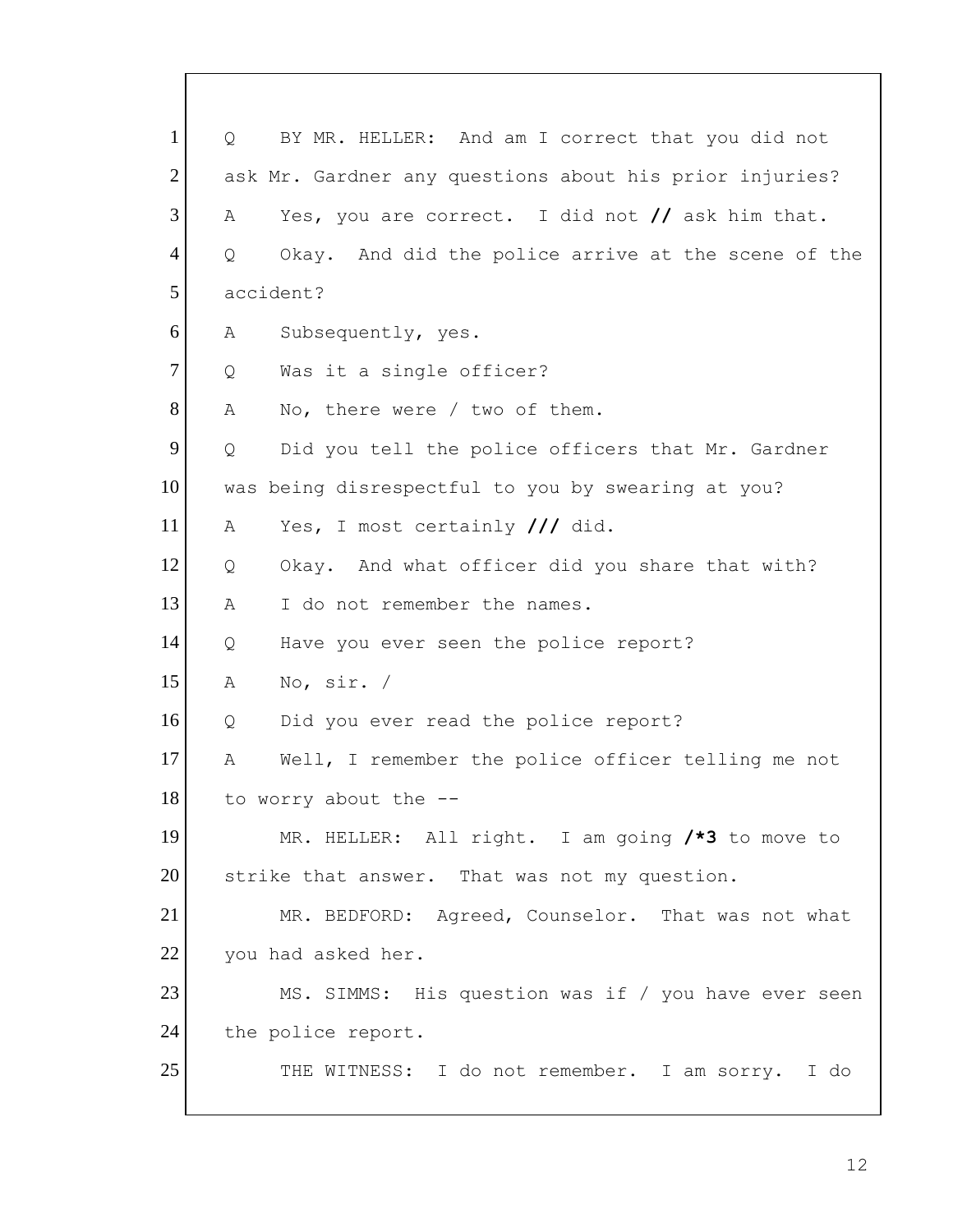1 Q BY MR. HELLER: And am I correct that you did not
2 ask Mr. Gardner any questions about his prior injuries?
3 A Yes, you are correct. I did not **//** ask him that.
4 Q Okay. And did the police arrive at the scene of the
5 accident?
6 A Subsequently, yes.
7 Q Was it a single officer?
8 A No, there were / two of them.
9 Q Did you tell the police officers that Mr. Gardner
10 was being disrespectful to you by swearing at you?
11 A Yes, I most certainly **///** did.
12 Q Okay. And what officer did you share that with?
13 A I do not remember the names.
14 Q Have you ever seen the police report?
15 A No, sir. /
16 Q Did you ever read the police report?
17 A Well, I remember the police officer telling me not
18 to worry about the --
19 MR. HELLER: All right. I am going **/*3** to move to
20 strike that answer. That was not my question.
21 MR. BEDFORD: Agreed, Counselor. That was not what
22 you had asked her.
23 MS. SIMMS: His question was if / you have ever seen
24 the police report.
25 THE WITNESS: I do not remember. I am sorry. I do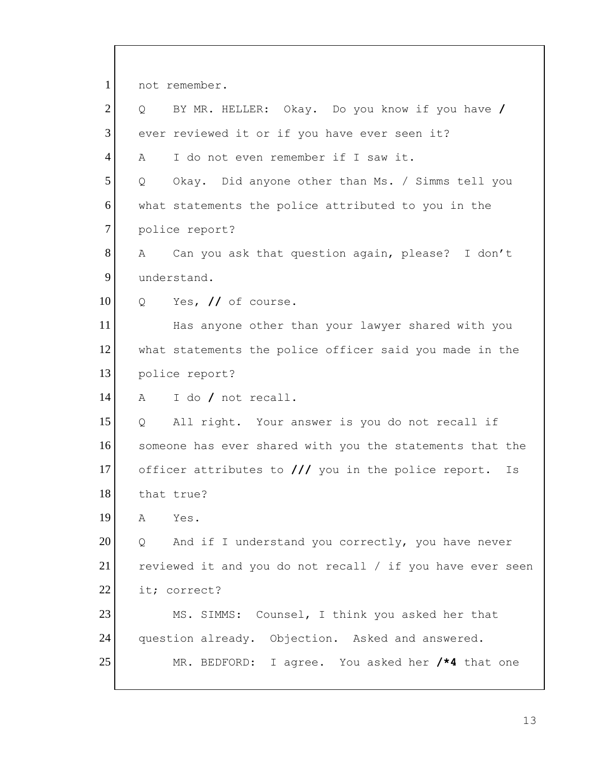1 not remember.

2 Q BY MR. HELLER: Okay. Do you know if you have /

3 ever reviewed it or if you have ever seen it?

4 A I do not even remember if I saw it.

5 Q Okay. Did anyone other than Ms. / Simms tell you

6 what statements the police attributed to you in the

7 police report?

8 A Can you ask that question again, please? I don't

9 understand.

10 Q Yes, // of course.

11 Has anyone other than your lawyer shared with you

12 what statements the police officer said you made in the

13 police report?

14 A I do / not recall.

15 Q All right. Your answer is you do not recall if

16 someone has ever shared with you the statements that the

17 officer attributes to /// you in the police report. Is

18 that true?

19 A Yes.

20 Q And if I understand you correctly, you have never

21 reviewed it and you do not recall / if you have ever seen

22 it; correct?

23 MS. SIMMS: Counsel, I think you asked her that

24 question already. Objection. Asked and answered.

25 MR. BEDFORD: I agree. You asked her /*4 that one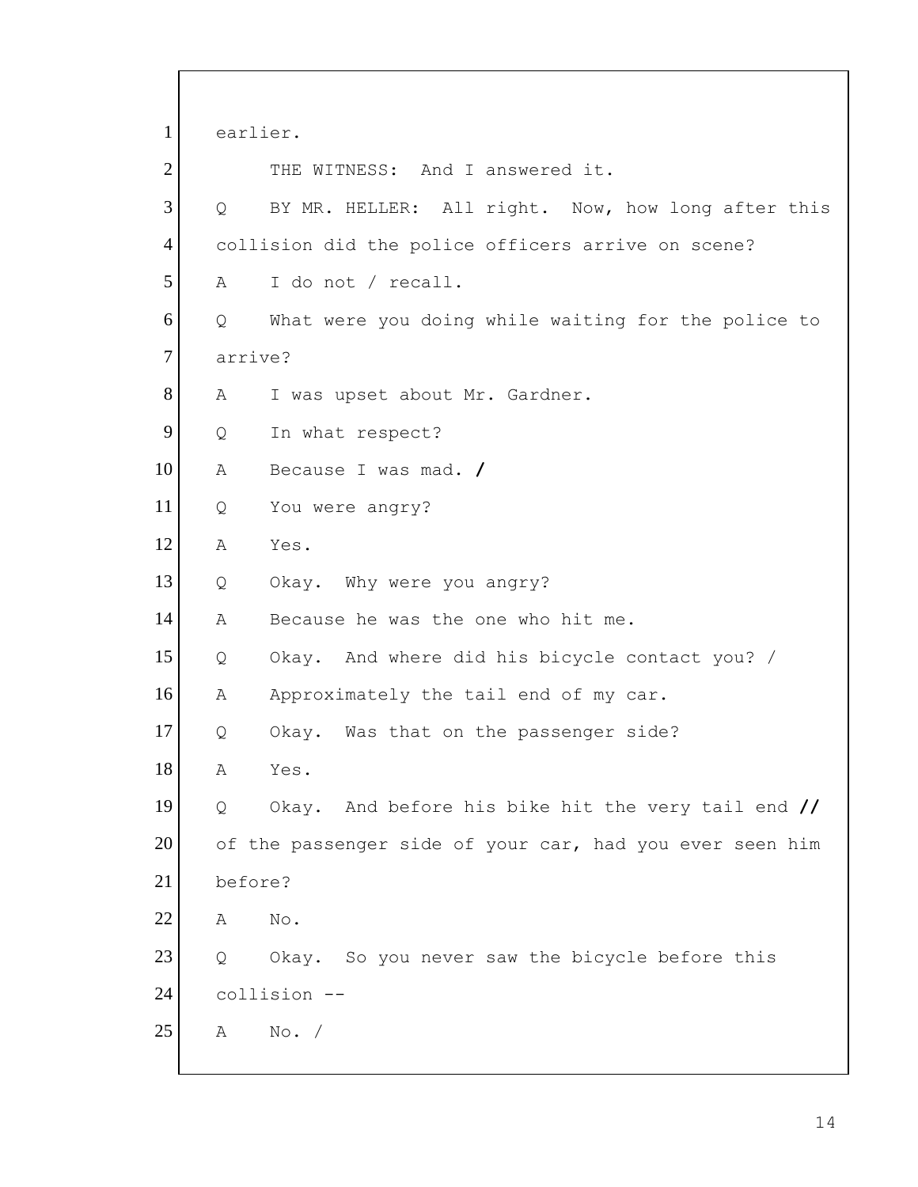1 earlier.

2 THE WITNESS: And I answered it.

3 Q BY MR. HELLER: All right. Now, how long after this

4 collision did the police officers arrive on scene?

5 A I do not / recall.

6 Q What were you doing while waiting for the police to

7 arrive?

8 A I was upset about Mr. Gardner.

9 Q In what respect?

10 A Because I was mad. **/**

11 Q You were angry?

12 A Yes.

13 Q Okay. Why were you angry?

14 A Because he was the one who hit me.

15 Q Okay. And where did his bicycle contact you? /

16 A Approximately the tail end of my car.

17 Q Okay. Was that on the passenger side?

18 A Yes.

19 Q Okay. And before his bike hit the very tail end **//**

20 of the passenger side of your car, had you ever seen him

21 before?

22 A No.

23 Q Okay. So you never saw the bicycle before this

24 collision --

25 A No. /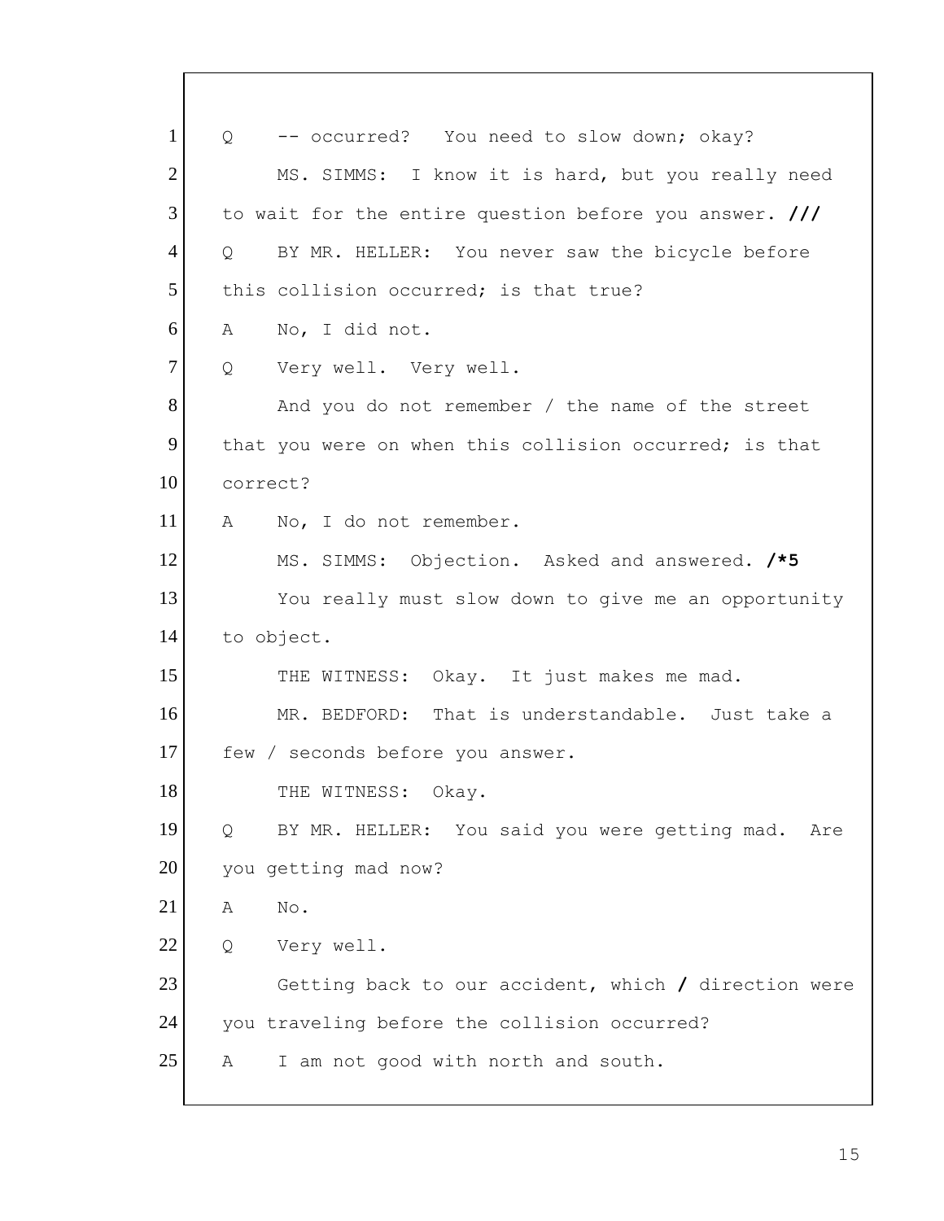1 Q -- occurred? You need to slow down; okay?

2 MS. SIMMS: I know it is hard, but you really need

3 to wait for the entire question before you answer. **///**

4 Q BY MR. HELLER: You never saw the bicycle before

5 this collision occurred; is that true?

6 A No, I did not.

7 Q Very well. Very well.

8 And you do not remember / the name of the street

9 that you were on when this collision occurred; is that

10 correct?

11 A No, I do not remember.

12 MS. SIMMS: Objection. Asked and answered. **/*5**

13 You really must slow down to give me an opportunity

14 to object.

15 THE WITNESS: Okay. It just makes me mad.

16 MR. BEDFORD: That is understandable. Just take a

17 few / seconds before you answer.

18 THE WITNESS: Okay.

19 Q BY MR. HELLER: You said you were getting mad. Are

20 you getting mad now?

21 A No.

22 Q Very well.

23 Getting back to our accident, which **/** direction were

24 you traveling before the collision occurred?

25 A I am not good with north and south.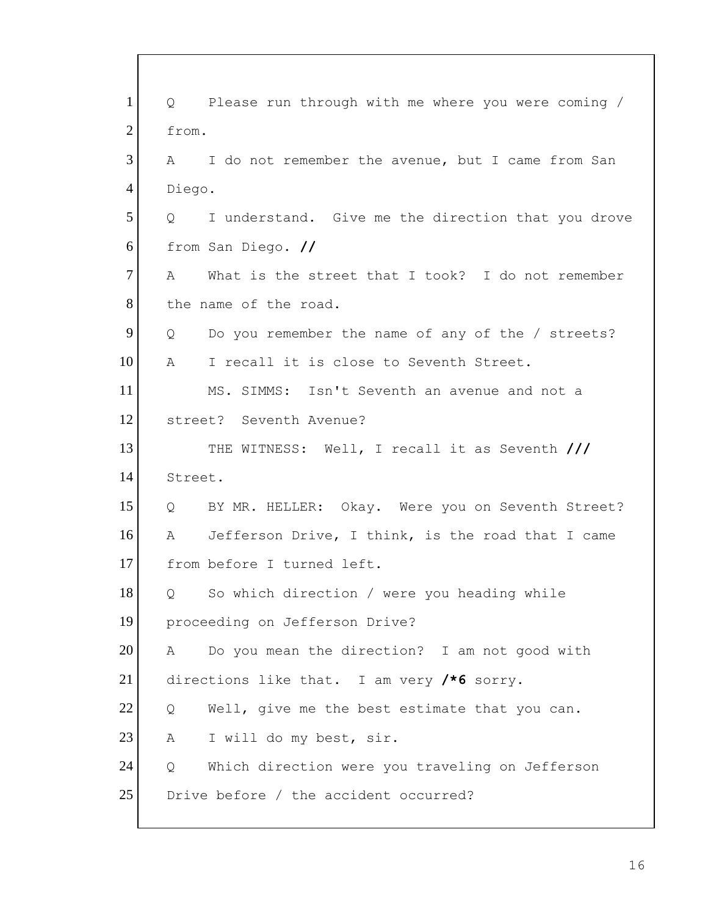1 Q Please run through with me where you were coming /
2 from.
3 A I do not remember the avenue, but I came from San
4 Diego.
5 Q I understand. Give me the direction that you drove
6 from San Diego. **//**
7 A What is the street that I took? I do not remember
8 the name of the road.
9 Q Do you remember the name of any of the / streets?
10 A I recall it is close to Seventh Street.
11 MS. SIMMS: Isn't Seventh an avenue and not a
12 street? Seventh Avenue?
13 THE WITNESS: Well, I recall it as Seventh **///**
14 Street.
15 Q BY MR. HELLER: Okay. Were you on Seventh Street?
16 A Jefferson Drive, I think, is the road that I came
17 from before I turned left.
18 Q So which direction / were you heading while
19 proceeding on Jefferson Drive?
20 A Do you mean the direction? I am not good with
21 directions like that. I am very **/*6** sorry.
22 Q Well, give me the best estimate that you can.
23 A I will do my best, sir.
24 Q Which direction were you traveling on Jefferson
25 Drive before / the accident occurred?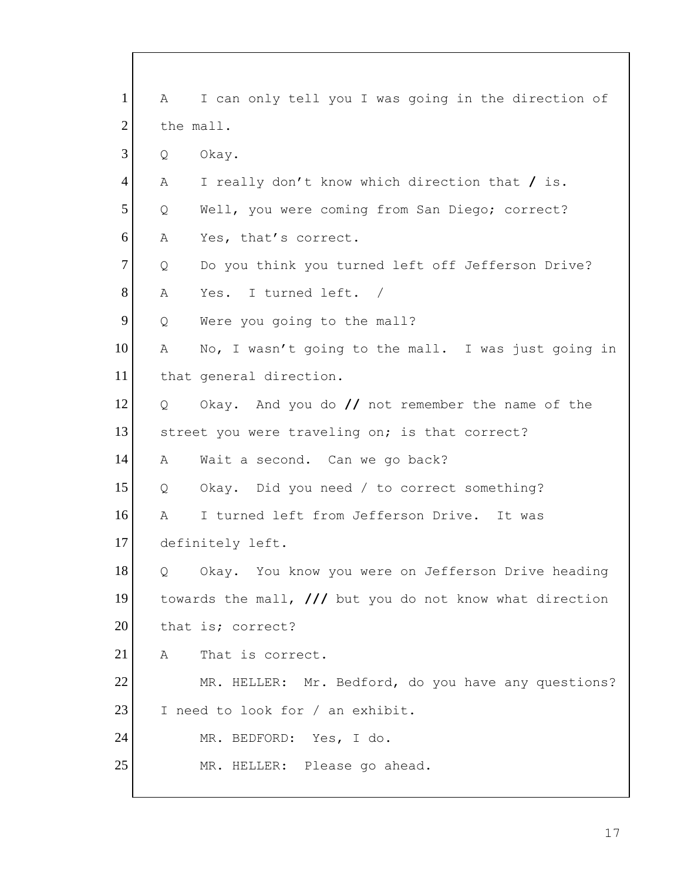1 A I can only tell you I was going in the direction of
2 the mall.
3 Q Okay.
4 A I really don't know which direction that **/** is.
5 Q Well, you were coming from San Diego; correct?
6 A Yes, that's correct.
7 Q Do you think you turned left off Jefferson Drive?
8 A Yes. I turned left. /
9 Q Were you going to the mall?
10 A No, I wasn't going to the mall. I was just going in
11 that general direction.
12 Q Okay. And you do **//** not remember the name of the
13 street you were traveling on; is that correct?
14 A Wait a second. Can we go back?
15 Q Okay. Did you need / to correct something?
16 A I turned left from Jefferson Drive. It was
17 definitely left.
18 Q Okay. You know you were on Jefferson Drive heading
19 towards the mall, **///** but you do not know what direction
20 that is; correct?
21 A That is correct.
22 MR. HELLER: Mr. Bedford, do you have any questions?
23 I need to look for / an exhibit.
24 MR. BEDFORD: Yes, I do.
25 MR. HELLER: Please go ahead.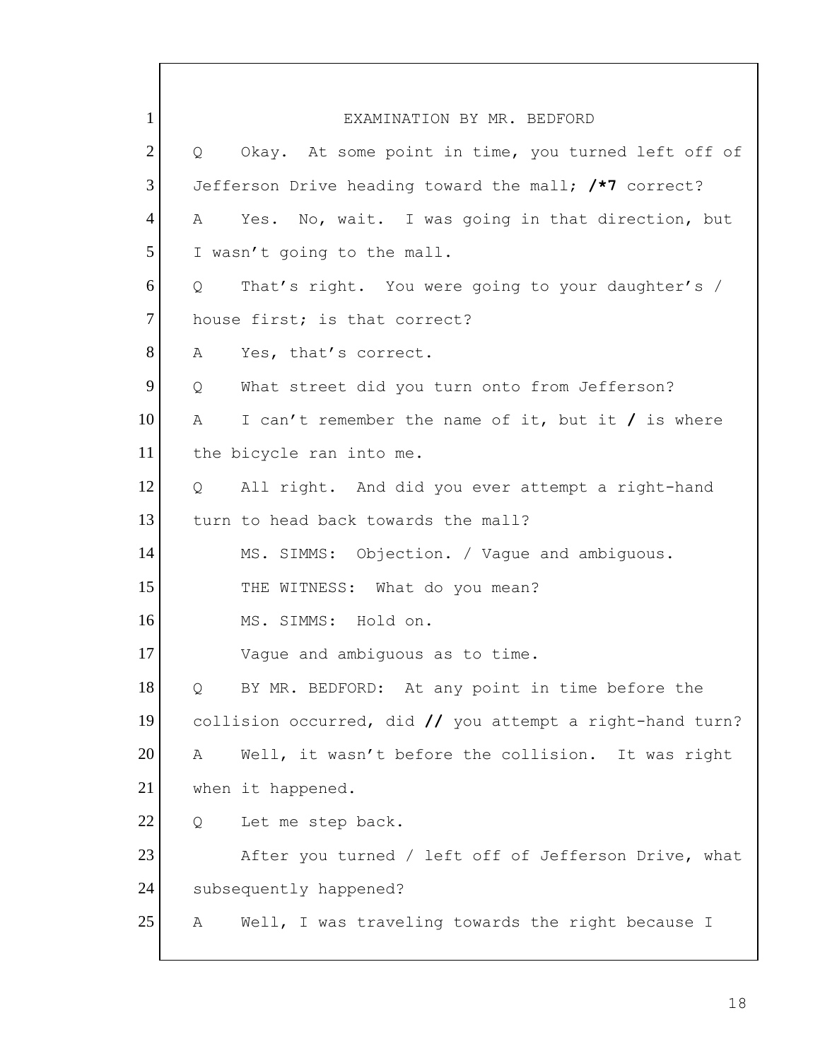EXAMINATION BY MR. BEDFORD

Q    Okay. At some point in time, you turned left off of Jefferson Drive heading toward the mall; **/*7** correct?

A    Yes. No, wait. I was going in that direction, but I wasn't going to the mall.

Q    That's right. You were going to your daughter's / house first; is that correct?

A    Yes, that's correct.

Q    What street did you turn onto from Jefferson?

A    I can't remember the name of it, but it **/** is where the bicycle ran into me.

Q    All right. And did you ever attempt a right-hand turn to head back towards the mall?

MS. SIMMS: Objection. / Vague and ambiguous.

THE WITNESS: What do you mean?

MS. SIMMS: Hold on.

Vague and ambiguous as to time.

Q    BY MR. BEDFORD: At any point in time before the collision occurred, did **//** you attempt a right-hand turn?

A    Well, it wasn't before the collision. It was right when it happened.

Q    Let me step back.

After you turned / left off of Jefferson Drive, what subsequently happened?

A    Well, I was traveling towards the right because I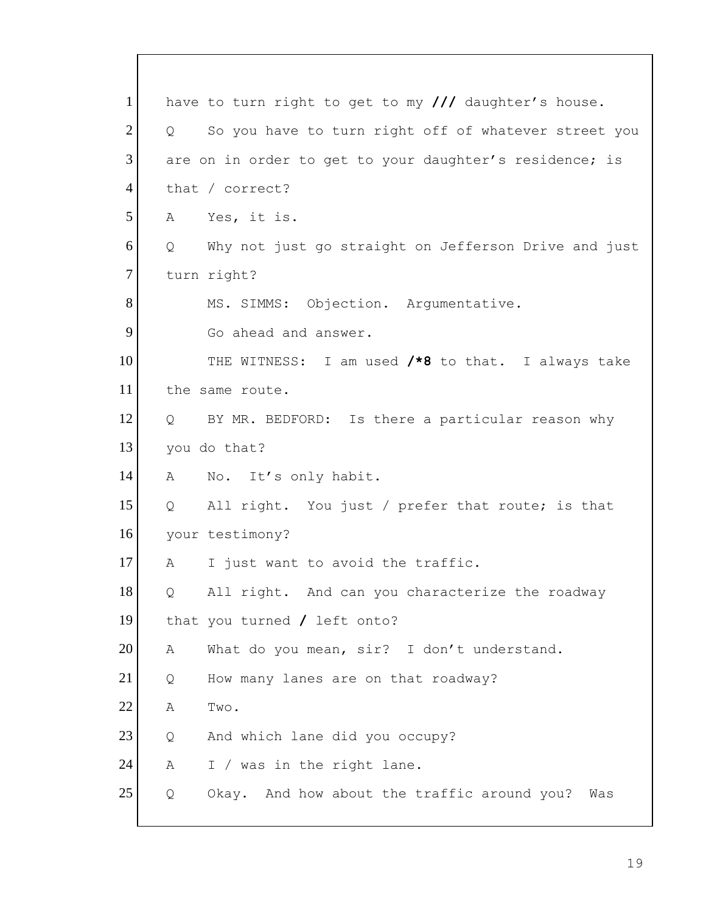1 have to turn right to get to my **///** daughter's house.

2 Q So you have to turn right off of whatever street you

3 are on in order to get to your daughter's residence; is

4 that / correct?

5 A Yes, it is.

6 Q Why not just go straight on Jefferson Drive and just

7 turn right?

8 MS. SIMMS: Objection. Argumentative.

9 Go ahead and answer.

10 THE WITNESS: I am used **/*8** to that. I always take

11 the same route.

12 Q BY MR. BEDFORD: Is there a particular reason why

13 you do that?

14 A No. It's only habit.

15 Q All right. You just / prefer that route; is that

16 your testimony?

17 A I just want to avoid the traffic.

18 Q All right. And can you characterize the roadway

19 that you turned **/** left onto?

20 A What do you mean, sir? I don't understand.

21 Q How many lanes are on that roadway?

22 A Two.

23 Q And which lane did you occupy?

24 A I / was in the right lane.

25 Q Okay. And how about the traffic around you? Was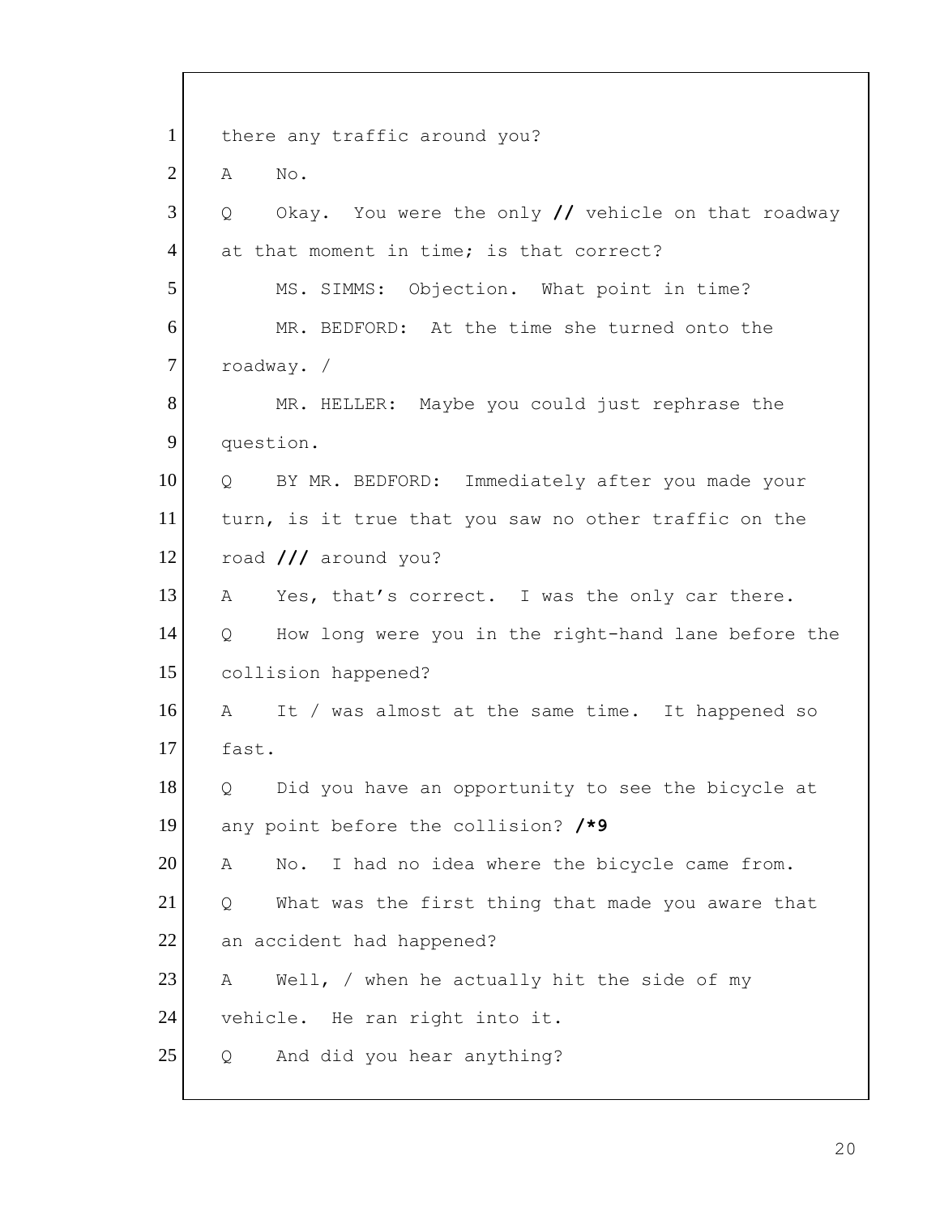1 there any traffic around you?

2 A No.

3 Q Okay. You were the only **//** vehicle on that roadway

4 at that moment in time; is that correct?

5 MS. SIMMS: Objection. What point in time?

6 MR. BEDFORD: At the time she turned onto the

7 roadway. /

8 MR. HELLER: Maybe you could just rephrase the

9 question.

10 Q BY MR. BEDFORD: Immediately after you made your

11 turn, is it true that you saw no other traffic on the

12 road **///** around you?

13 A Yes, that's correct. I was the only car there.

14 Q How long were you in the right-hand lane before the

15 collision happened?

16 A It / was almost at the same time. It happened so

17 fast.

18 Q Did you have an opportunity to see the bicycle at

19 any point before the collision? **/*9**

20 A No. I had no idea where the bicycle came from.

21 Q What was the first thing that made you aware that

22 an accident had happened?

23 A Well, / when he actually hit the side of my

24 vehicle. He ran right into it.

25 Q And did you hear anything?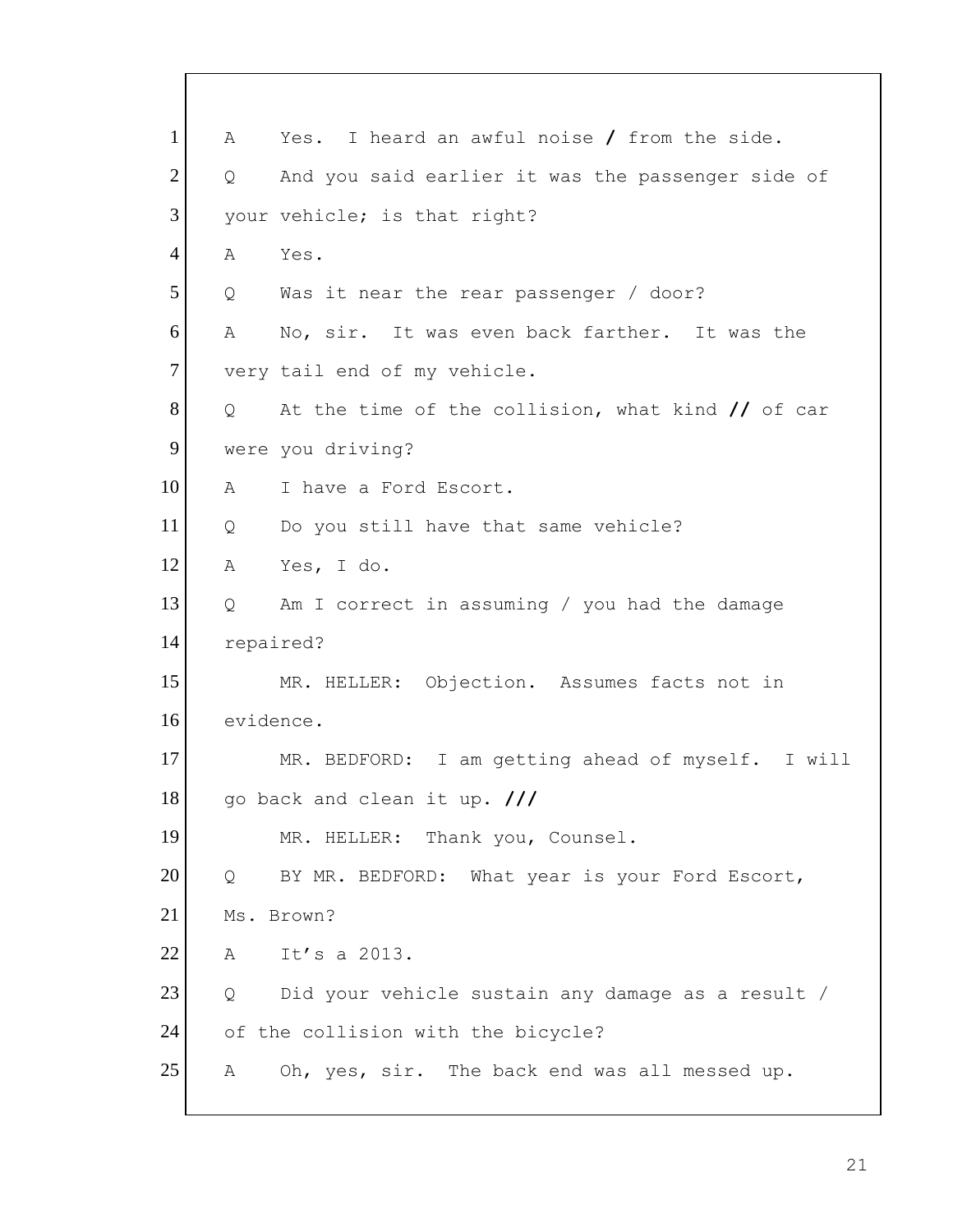1 A Yes. I heard an awful noise **/** from the side.
2 Q And you said earlier it was the passenger side of
3 your vehicle; is that right?
4 A Yes.
5 Q Was it near the rear passenger / door?
6 A No, sir. It was even back farther. It was the
7 very tail end of my vehicle.
8 Q At the time of the collision, what kind **//** of car
9 were you driving?
10 A I have a Ford Escort.
11 Q Do you still have that same vehicle?
12 A Yes, I do.
13 Q Am I correct in assuming / you had the damage
14 repaired?
15 MR. HELLER: Objection. Assumes facts not in
16 evidence.
17 MR. BEDFORD: I am getting ahead of myself. I will
18 go back and clean it up. **///**
19 MR. HELLER: Thank you, Counsel.
20 Q BY MR. BEDFORD: What year is your Ford Escort,
21 Ms. Brown?
22 A It's a 2013.
23 Q Did your vehicle sustain any damage as a result /
24 of the collision with the bicycle?
25 A Oh, yes, sir. The back end was all messed up.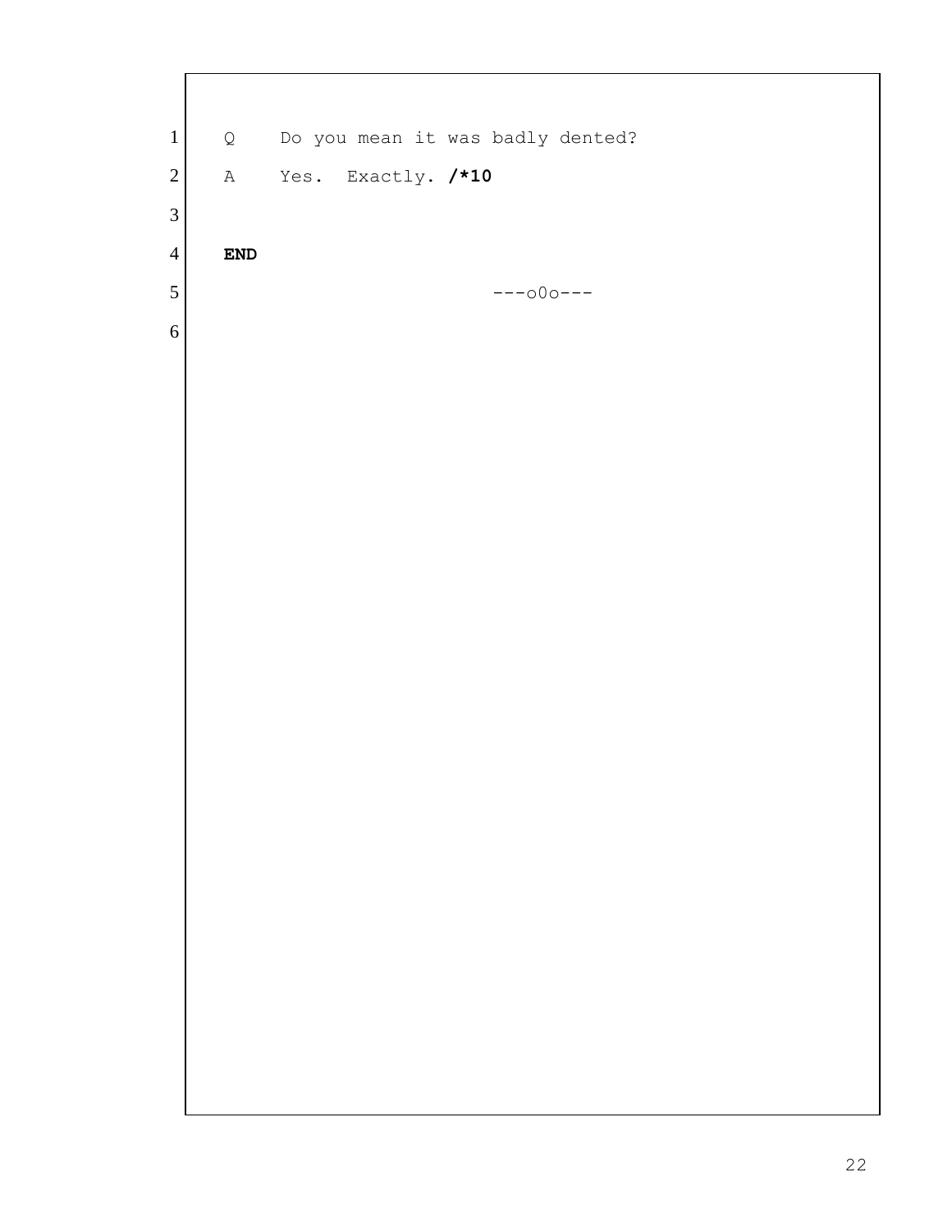Q    Do you mean it was badly dented?

A    Yes.  Exactly. **/*10**

**END**

---o0o---